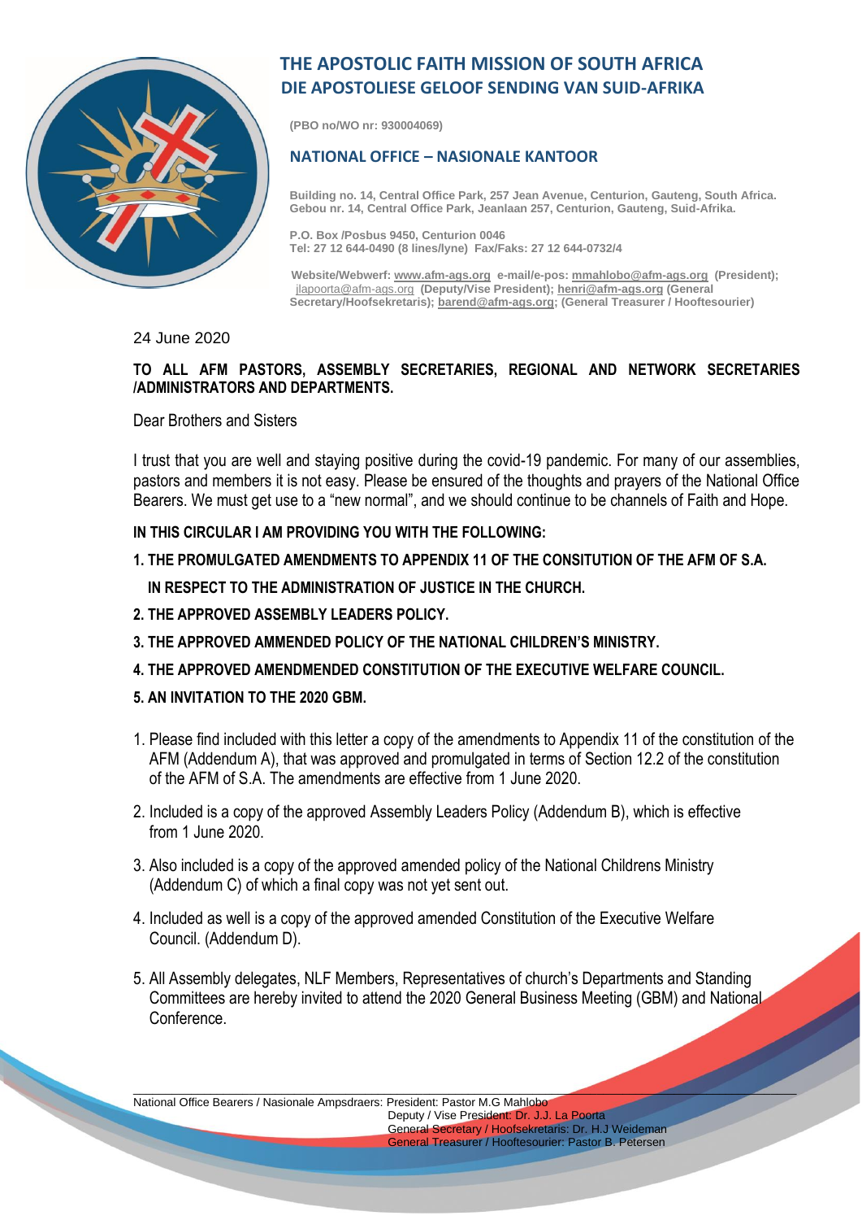# THE APOSTOLIC FAITH MISSION OF SOUTH AFRICA
# DIE APOSTOLIESE GELOOF SENDING VAN SUID-AFRIKA

**(PBO no/WO nr: 930004069)**

## NATIONAL OFFICE – NASIONALE KANTOOR

**Building no. 14, Central Office Park, 257 Jean Avenue, Centurion, Gauteng, South Africa.**
**Gebou nr. 14, Central Office Park, Jeanlaan 257, Centurion, Gauteng, Suid-Afrika.**

**P.O. Box /Posbus 9450, Centurion 0046**
**Tel: 27 12 644-0490 (8 lines/lyne) Fax/Faks: 27 12 644-0732/4**

**Website/Webwerf: www.afm-ags.org e-mail/e-pos: mmahlobo@afm-ags.org (President);** jlapoorta@afm-ags.org **(Deputy/Vise President); henri@afm-ags.org (General Secretary/Hoofsekretaris); barend@afm-ags.org; (General Treasurer / Hooftesourier)**

24 June 2020

**TO ALL AFM PASTORS, ASSEMBLY SECRETARIES, REGIONAL AND NETWORK SECRETARIES /ADMINISTRATORS AND DEPARTMENTS.**

Dear Brothers and Sisters

I trust that you are well and staying positive during the covid-19 pandemic. For many of our assemblies, pastors and members it is not easy. Please be ensured of the thoughts and prayers of the National Office Bearers. We must get use to a "new normal", and we should continue to be channels of Faith and Hope.

**IN THIS CIRCULAR I AM PROVIDING YOU WITH THE FOLLOWING:**

**1. THE PROMULGATED AMENDMENTS TO APPENDIX 11 OF THE CONSITUTION OF THE AFM OF S.A. IN RESPECT TO THE ADMINISTRATION OF JUSTICE IN THE CHURCH.**

**2. THE APPROVED ASSEMBLY LEADERS POLICY.**

**3. THE APPROVED AMMENDED POLICY OF THE NATIONAL CHILDREN'S MINISTRY.**

**4. THE APPROVED AMENDMENDED CONSTITUTION OF THE EXECUTIVE WELFARE COUNCIL.**

**5. AN INVITATION TO THE 2020 GBM.**

1. Please find included with this letter a copy of the amendments to Appendix 11 of the constitution of the AFM (Addendum A), that was approved and promulgated in terms of Section 12.2 of the constitution of the AFM of S.A. The amendments are effective from 1 June 2020.
2. Included is a copy of the approved Assembly Leaders Policy (Addendum B), which is effective from 1 June 2020.
3. Also included is a copy of the approved amended policy of the National Childrens Ministry (Addendum C) of which a final copy was not yet sent out.
4. Included as well is a copy of the approved amended Constitution of the Executive Welfare Council. (Addendum D).
5. All Assembly delegates, NLF Members, Representatives of church's Departments and Standing Committees are hereby invited to attend the 2020 General Business Meeting (GBM) and National Conference.

National Office Bearers / Nasionale Ampsdraers: President: Pastor M.G Mahlobo
Deputy / Vise President: Dr. J.J. La Poorta
General Secretary / Hoofsekretaris: Dr. H.J Weideman
General Treasurer / Hooftesourier: Pastor B. Petersen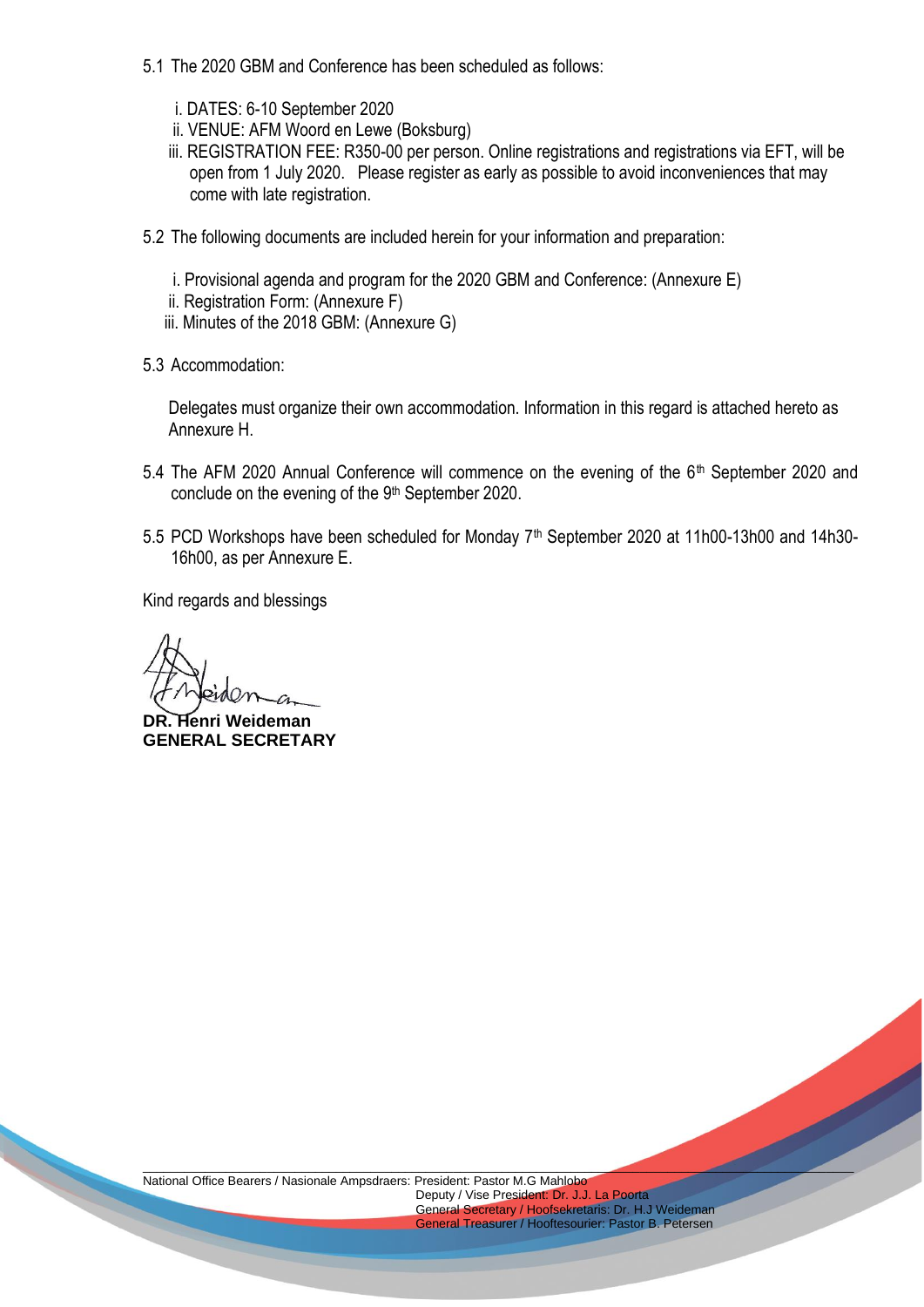5.1 The 2020 GBM and Conference has been scheduled as follows:

i. DATES: 6-10 September 2020

ii. VENUE: AFM Woord en Lewe (Boksburg)

iii. REGISTRATION FEE: R350-00 per person. Online registrations and registrations via EFT, will be open from 1 July 2020. Please register as early as possible to avoid inconveniences that may come with late registration.

5.2 The following documents are included herein for your information and preparation:

i. Provisional agenda and program for the 2020 GBM and Conference: (Annexure E)

ii. Registration Form: (Annexure F)

iii. Minutes of the 2018 GBM: (Annexure G)

5.3 Accommodation:

Delegates must organize their own accommodation. Information in this regard is attached hereto as Annexure H.

5.4 The AFM 2020 Annual Conference will commence on the evening of the 6th September 2020 and conclude on the evening of the 9th September 2020.

5.5 PCD Workshops have been scheduled for Monday 7th September 2020 at 11h00-13h00 and 14h30-16h00, as per Annexure E.

Kind regards and blessings

**DR. Henri Weideman**
**GENERAL SECRETARY**

National Office Bearers / Nasionale Ampsdraers: President: Pastor M.G Mahlobo
Deputy / Vise President: Dr. J.J. La Poorta
General Secretary / Hoofsekretaris: Dr. H.J Weideman
General Treasurer / Hooftesourier: Pastor B. Petersen